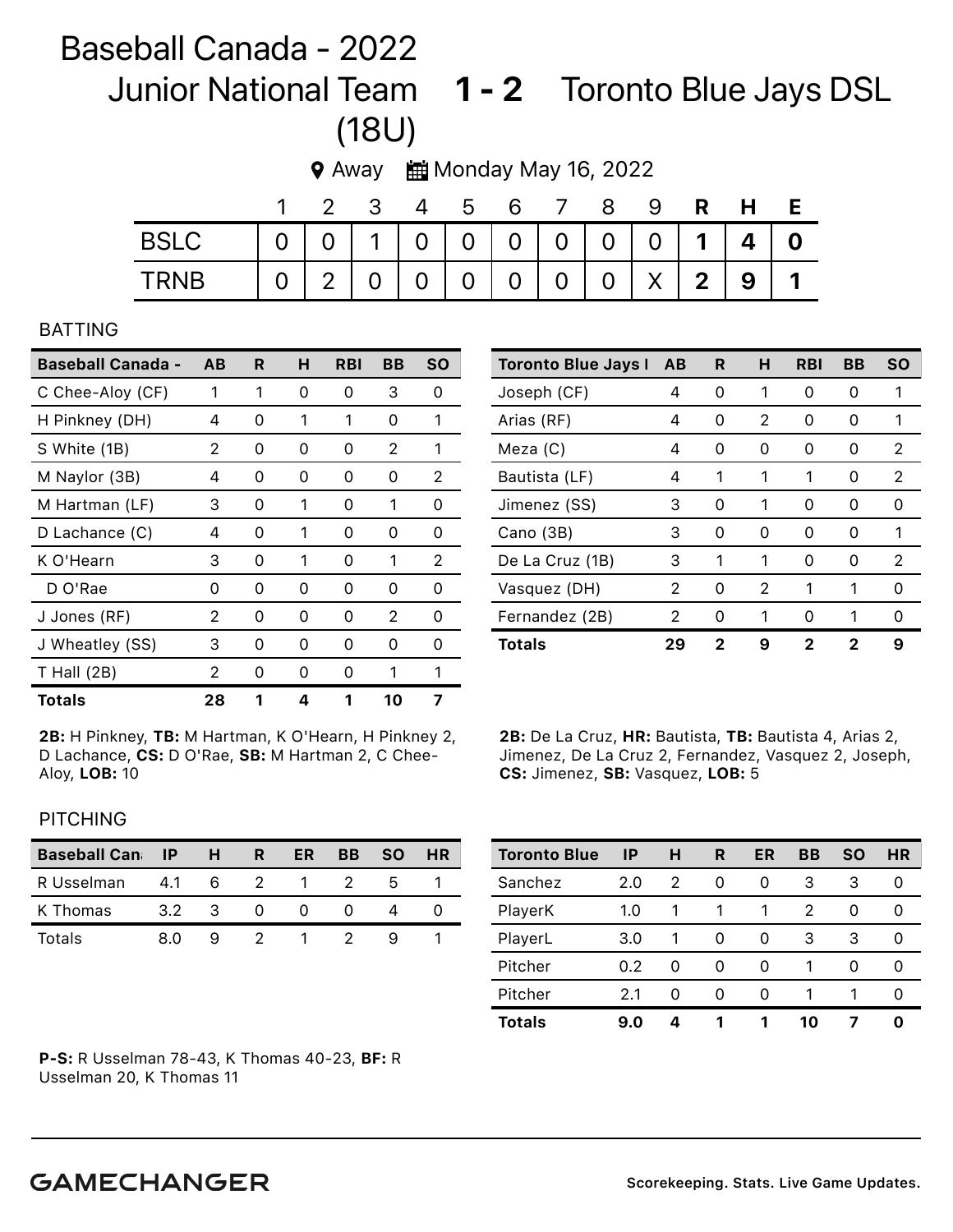# Baseball Canada - 2022 Junior National Team (18U) 1 - 2 Toronto Blue Jays DSL

Away Monday May 16, 2022

| | 1 | 2 | 3 | 4 | 5 | 6 | 7 | 8 | 9 | R | H | E |
|---|---|---|---|---|---|---|---|---|---|---|---|---|
| BSLC | 0 | 0 | 1 | 0 | 0 | 0 | 0 | 0 | 0 | **1** | **4** | **0** |
| TRNB | 0 | 2 | 0 | 0 | 0 | 0 | 0 | 0 | X | **2** | **9** | **1** |

## BATTING

| Baseball Canada - | AB | R | H | RBI | BB | SO |
|---|---|---|---|---|---|---|
| C Chee-Aloy (CF) | 1 | 1 | 0 | 0 | 3 | 0 |
| H Pinkney (DH) | 4 | 0 | 1 | 1 | 0 | 1 |
| S White (1B) | 2 | 0 | 0 | 0 | 2 | 1 |
| M Naylor (3B) | 4 | 0 | 0 | 0 | 0 | 2 |
| M Hartman (LF) | 3 | 0 | 1 | 0 | 1 | 0 |
| D Lachance (C) | 4 | 0 | 1 | 0 | 0 | 0 |
| K O'Hearn | 3 | 0 | 1 | 0 | 1 | 2 |
| D O'Rae | 0 | 0 | 0 | 0 | 0 | 0 |
| J Jones (RF) | 2 | 0 | 0 | 0 | 2 | 0 |
| J Wheatley (SS) | 3 | 0 | 0 | 0 | 0 | 0 |
| T Hall (2B) | 2 | 0 | 0 | 0 | 1 | 1 |
| **Totals** | **28** | **1** | **4** | **1** | **10** | **7** |

**2B:** H Pinkney, **TB:** M Hartman, K O'Hearn, H Pinkney 2, D Lachance, **CS:** D O'Rae, **SB:** M Hartman 2, C Chee-Aloy, **LOB:** 10

| Toronto Blue Jays I | AB | R | H | RBI | BB | SO |
|---|---|---|---|---|---|---|
| Joseph (CF) | 4 | 0 | 1 | 0 | 0 | 1 |
| Arias (RF) | 4 | 0 | 2 | 0 | 0 | 1 |
| Meza (C) | 4 | 0 | 0 | 0 | 0 | 2 |
| Bautista (LF) | 4 | 1 | 1 | 1 | 0 | 2 |
| Jimenez (SS) | 3 | 0 | 1 | 0 | 0 | 0 |
| Cano (3B) | 3 | 0 | 0 | 0 | 0 | 1 |
| De La Cruz (1B) | 3 | 1 | 1 | 0 | 0 | 2 |
| Vasquez (DH) | 2 | 0 | 2 | 1 | 1 | 0 |
| Fernandez (2B) | 2 | 0 | 1 | 0 | 1 | 0 |
| **Totals** | **29** | **2** | **9** | **2** | **2** | **9** |

**2B:** De La Cruz, **HR:** Bautista, **TB:** Bautista 4, Arias 2, Jimenez, De La Cruz 2, Fernandez, Vasquez 2, Joseph, **CS:** Jimenez, **SB:** Vasquez, **LOB:** 5

## PITCHING

| Baseball Can | IP | H | R | ER | BB | SO | HR |
|---|---|---|---|---|---|---|---|
| R Usselman | 4.1 | 6 | 2 | 1 | 2 | 5 | 1 |
| K Thomas | 3.2 | 3 | 0 | 0 | 0 | 4 | 0 |
| Totals | 8.0 | 9 | 2 | 1 | 2 | 9 | 1 |

**P-S:** R Usselman 78-43, K Thomas 40-23, **BF:** R Usselman 20, K Thomas 11

| Toronto Blue | IP | H | R | ER | BB | SO | HR |
|---|---|---|---|---|---|---|---|
| Sanchez | 2.0 | 2 | 0 | 0 | 3 | 3 | 0 |
| PlayerK | 1.0 | 1 | 1 | 1 | 2 | 0 | 0 |
| PlayerL | 3.0 | 1 | 0 | 0 | 3 | 3 | 0 |
| Pitcher | 0.2 | 0 | 0 | 0 | 1 | 0 | 0 |
| Pitcher | 2.1 | 0 | 0 | 0 | 1 | 1 | 0 |
| **Totals** | **9.0** | **4** | **1** | **1** | **10** | **7** | **0** |

**GAMECHANGER** Scorekeeping. Stats. Live Game Updates.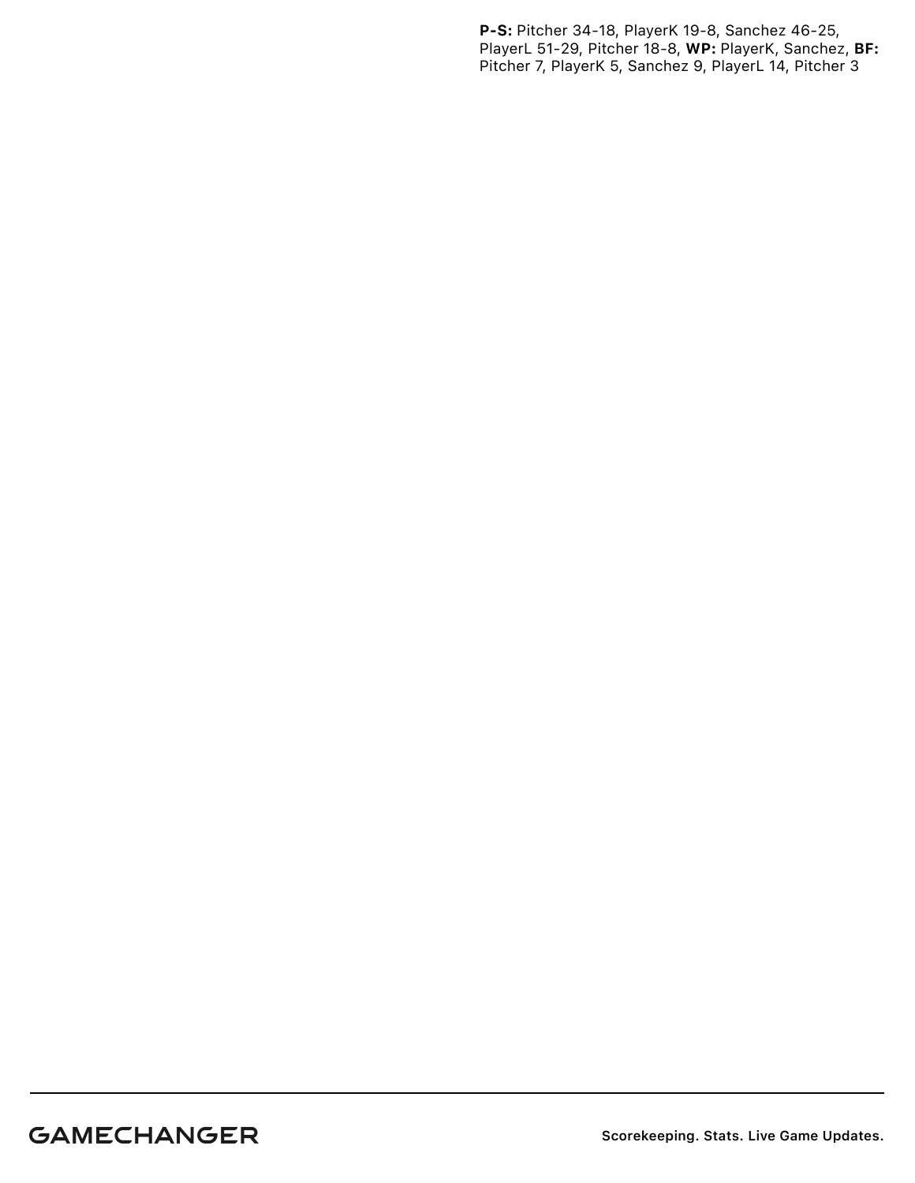**P-S:** Pitcher 34-18, PlayerK 19-8, Sanchez 46-25, PlayerL 51-29, Pitcher 18-8, **WP:** PlayerK, Sanchez, **BF:** Pitcher 7, PlayerK 5, Sanchez 9, PlayerL 14, Pitcher 3